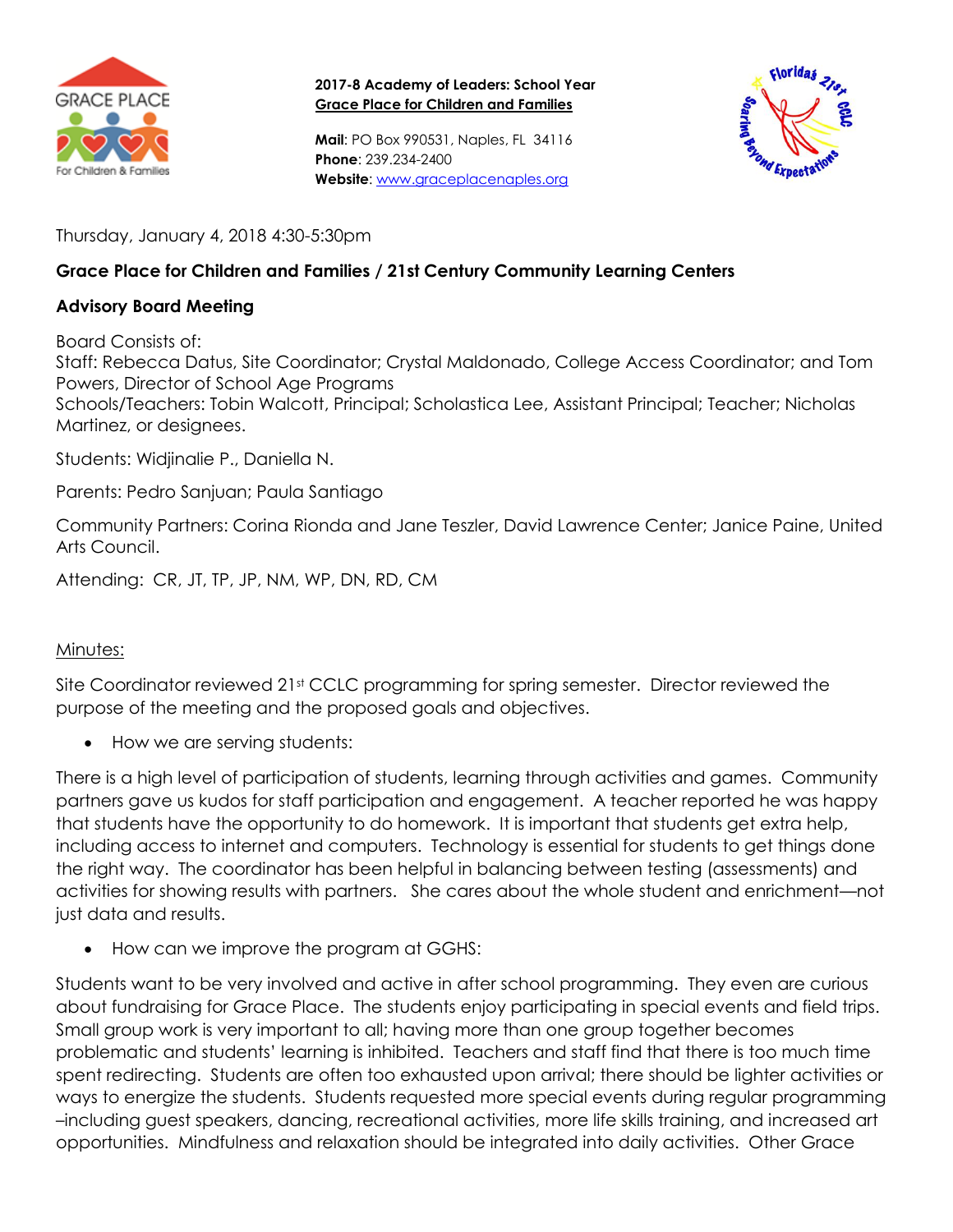**2017-8 Academy of Leaders: School Year**
**Grace Place for Children and Families**

**Mail**: PO Box 990531, Naples, FL 34116
**Phone**: 239.234-2400
**Website**: www.graceplacenaples.org

Thursday, January 4, 2018 4:30-5:30pm

**Grace Place for Children and Families / 21st Century Community Learning Centers**

**Advisory Board Meeting**

Board Consists of:
Staff: Rebecca Datus, Site Coordinator; Crystal Maldonado, College Access Coordinator; and Tom Powers, Director of School Age Programs
Schools/Teachers: Tobin Walcott, Principal; Scholastica Lee, Assistant Principal; Teacher; Nicholas Martinez, or designees.

Students: Widjinalie P., Daniella N.

Parents: Pedro Sanjuan; Paula Santiago

Community Partners: Corina Rionda and Jane Teszler, David Lawrence Center; Janice Paine, United Arts Council.

Attending: CR, JT, TP, JP, NM, WP, DN, RD, CM

Minutes:

Site Coordinator reviewed 21st CCLC programming for spring semester. Director reviewed the purpose of the meeting and the proposed goals and objectives.

- How we are serving students:

There is a high level of participation of students, learning through activities and games. Community partners gave us kudos for staff participation and engagement. A teacher reported he was happy that students have the opportunity to do homework. It is important that students get extra help, including access to internet and computers. Technology is essential for students to get things done the right way. The coordinator has been helpful in balancing between testing (assessments) and activities for showing results with partners. She cares about the whole student and enrichment—not just data and results.

- How can we improve the program at GGHS:

Students want to be very involved and active in after school programming. They even are curious about fundraising for Grace Place. The students enjoy participating in special events and field trips. Small group work is very important to all; having more than one group together becomes problematic and students' learning is inhibited. Teachers and staff find that there is too much time spent redirecting. Students are often too exhausted upon arrival; there should be lighter activities or ways to energize the students. Students requested more special events during regular programming –including guest speakers, dancing, recreational activities, more life skills training, and increased art opportunities. Mindfulness and relaxation should be integrated into daily activities. Other Grace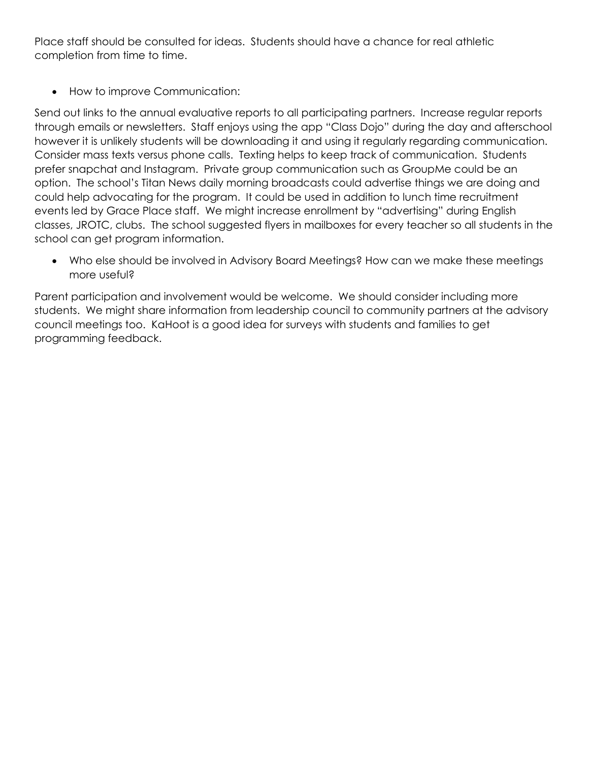Place staff should be consulted for ideas. Students should have a chance for real athletic completion from time to time.

- How to improve Communication:

Send out links to the annual evaluative reports to all participating partners. Increase regular reports through emails or newsletters. Staff enjoys using the app "Class Dojo" during the day and afterschool however it is unlikely students will be downloading it and using it regularly regarding communication. Consider mass texts versus phone calls. Texting helps to keep track of communication. Students prefer snapchat and Instagram. Private group communication such as GroupMe could be an option. The school's Titan News daily morning broadcasts could advertise things we are doing and could help advocating for the program. It could be used in addition to lunch time recruitment events led by Grace Place staff. We might increase enrollment by "advertising" during English classes, JROTC, clubs. The school suggested flyers in mailboxes for every teacher so all students in the school can get program information.

- Who else should be involved in Advisory Board Meetings? How can we make these meetings more useful?

Parent participation and involvement would be welcome. We should consider including more students. We might share information from leadership council to community partners at the advisory council meetings too. KaHoot is a good idea for surveys with students and families to get programming feedback.